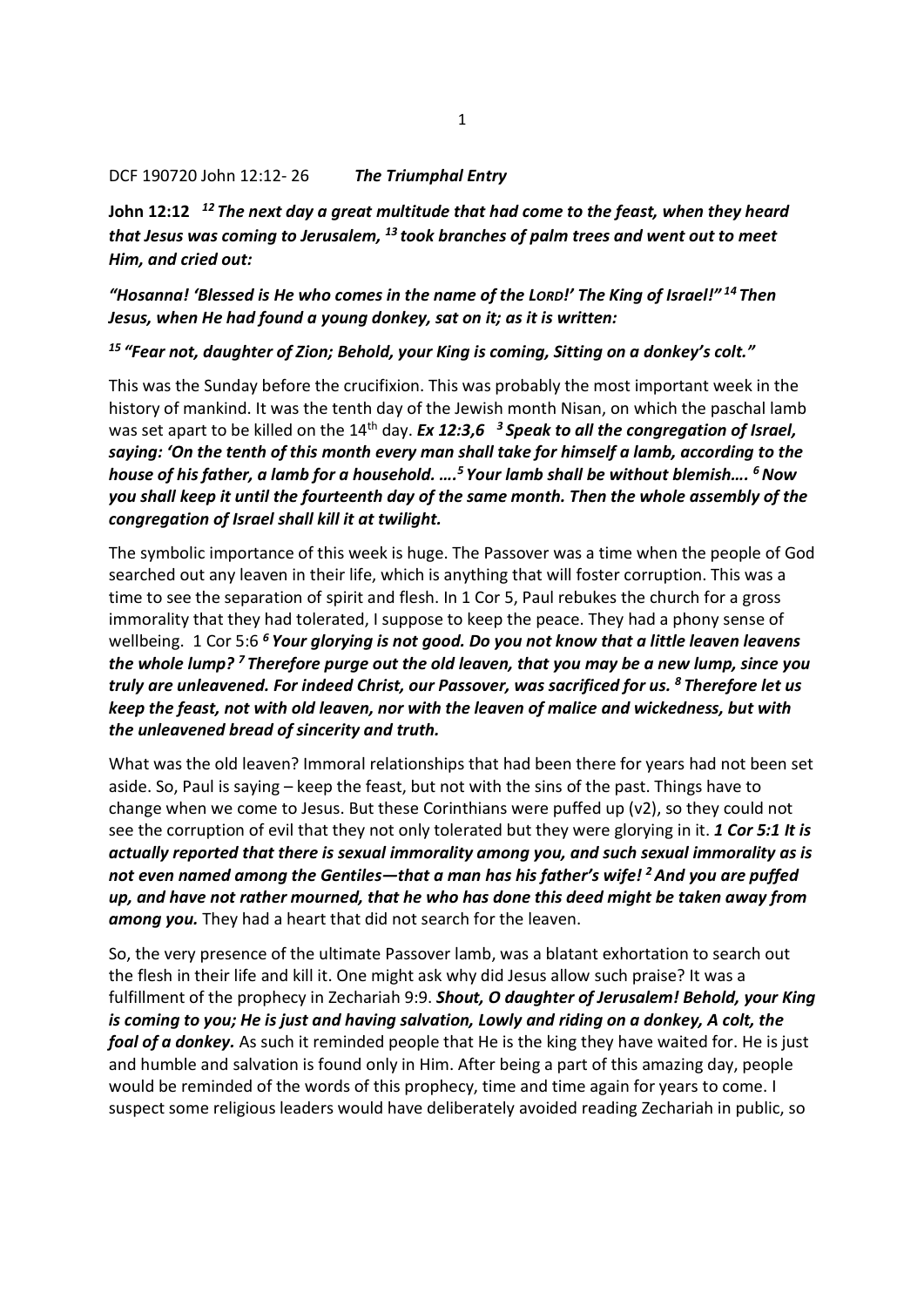DCF 190720 John 12:12- 26 ***The Triumphal Entry***

**John 12:12** ***[12] The next day a great multitude that had come to the feast, when they heard that Jesus was coming to Jerusalem, [13] took branches of palm trees and went out to meet Him, and cried out:***

***"Hosanna! 'Blessed is He who comes in the name of the LORD!' The King of Israel!" [14] Then Jesus, when He had found a young donkey, sat on it; as it is written:***

***[15] "Fear not, daughter of Zion; Behold, your King is coming, Sitting on a donkey's colt."***

This was the Sunday before the crucifixion. This was probably the most important week in the history of mankind. It was the tenth day of the Jewish month Nisan, on which the paschal lamb was set apart to be killed on the 14th day. ***Ex 12:3,6 [3] Speak to all the congregation of Israel, saying: 'On the tenth of this month every man shall take for himself a lamb, according to the house of his father, a lamb for a household. ….[5] Your lamb shall be without blemish…. [6] Now you shall keep it until the fourteenth day of the same month. Then the whole assembly of the congregation of Israel shall kill it at twilight.***

The symbolic importance of this week is huge. The Passover was a time when the people of God searched out any leaven in their life, which is anything that will foster corruption. This was a time to see the separation of spirit and flesh. In 1 Cor 5, Paul rebukes the church for a gross immorality that they had tolerated, I suppose to keep the peace. They had a phony sense of wellbeing. 1 Cor 5:6 ***[6] Your glorying is not good. Do you not know that a little leaven leavens the whole lump? [7] Therefore purge out the old leaven, that you may be a new lump, since you truly are unleavened. For indeed Christ, our Passover, was sacrificed for us. [8] Therefore let us keep the feast, not with old leaven, nor with the leaven of malice and wickedness, but with the unleavened bread of sincerity and truth.***

What was the old leaven? Immoral relationships that had been there for years had not been set aside. So, Paul is saying – keep the feast, but not with the sins of the past. Things have to change when we come to Jesus. But these Corinthians were puffed up (v2), so they could not see the corruption of evil that they not only tolerated but they were glorying in it. ***1 Cor 5:1 It is actually reported that there is sexual immorality among you, and such sexual immorality as is not even named among the Gentiles—that a man has his father's wife! [2] And you are puffed up, and have not rather mourned, that he who has done this deed might be taken away from among you.*** They had a heart that did not search for the leaven.

So, the very presence of the ultimate Passover lamb, was a blatant exhortation to search out the flesh in their life and kill it. One might ask why did Jesus allow such praise? It was a fulfillment of the prophecy in Zechariah 9:9. ***Shout, O daughter of Jerusalem! Behold, your King is coming to you; He is just and having salvation, Lowly and riding on a donkey, A colt, the foal of a donkey.*** As such it reminded people that He is the king they have waited for. He is just and humble and salvation is found only in Him. After being a part of this amazing day, people would be reminded of the words of this prophecy, time and time again for years to come. I suspect some religious leaders would have deliberately avoided reading Zechariah in public, so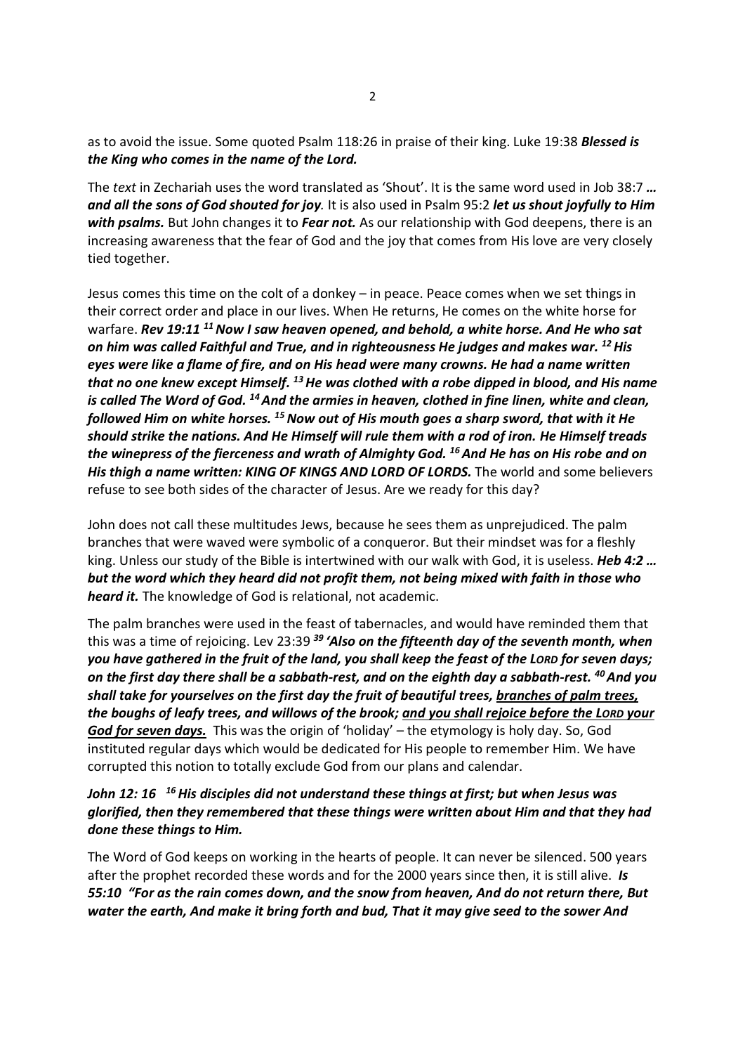as to avoid the issue. Some quoted Psalm 118:26 in praise of their king. Luke 19:38 ***Blessed is the King who comes in the name of the Lord.***

The *text* in Zechariah uses the word translated as 'Shout'. It is the same word used in Job 38:7 ***… and all the sons of God shouted for joy.*** It is also used in Psalm 95:2 ***let us shout joyfully to Him with psalms.*** But John changes it to ***Fear not.*** As our relationship with God deepens, there is an increasing awareness that the fear of God and the joy that comes from His love are very closely tied together.

Jesus comes this time on the colt of a donkey – in peace. Peace comes when we set things in their correct order and place in our lives. When He returns, He comes on the white horse for warfare. ***Rev 19:11 [11] Now I saw heaven opened, and behold, a white horse. And He who sat on him was called Faithful and True, and in righteousness He judges and makes war. [12] His eyes were like a flame of fire, and on His head were many crowns. He had a name written that no one knew except Himself. [13] He was clothed with a robe dipped in blood, and His name is called The Word of God. [14] And the armies in heaven, clothed in fine linen, white and clean, followed Him on white horses. [15] Now out of His mouth goes a sharp sword, that with it He should strike the nations. And He Himself will rule them with a rod of iron. He Himself treads the winepress of the fierceness and wrath of Almighty God. [16] And He has on His robe and on His thigh a name written: KING OF KINGS AND LORD OF LORDS.*** The world and some believers refuse to see both sides of the character of Jesus. Are we ready for this day?

John does not call these multitudes Jews, because he sees them as unprejudiced. The palm branches that were waved were symbolic of a conqueror. But their mindset was for a fleshly king. Unless our study of the Bible is intertwined with our walk with God, it is useless. ***Heb 4:2 … but the word which they heard did not profit them, not being mixed with faith in those who heard it.*** The knowledge of God is relational, not academic.

The palm branches were used in the feast of tabernacles, and would have reminded them that this was a time of rejoicing. Lev 23:39 ***[39] 'Also on the fifteenth day of the seventh month, when you have gathered in the fruit of the land, you shall keep the feast of the LORD for seven days; on the first day there shall be a sabbath-rest, and on the eighth day a sabbath-rest. [40] And you shall take for yourselves on the first day the fruit of beautiful trees, <u>branches of palm trees,</u> the boughs of leafy trees, and willows of the brook; <u>and you shall rejoice before the LORD your God for seven days.</u>*** This was the origin of 'holiday' – the etymology is holy day. So, God instituted regular days which would be dedicated for His people to remember Him. We have corrupted this notion to totally exclude God from our plans and calendar.

***John 12: 16 [16] His disciples did not understand these things at first; but when Jesus was glorified, then they remembered that these things were written about Him and that they had done these things to Him.***

The Word of God keeps on working in the hearts of people. It can never be silenced. 500 years after the prophet recorded these words and for the 2000 years since then, it is still alive. ***Is 55:10 "For as the rain comes down, and the snow from heaven, And do not return there, But water the earth, And make it bring forth and bud, That it may give seed to the sower And***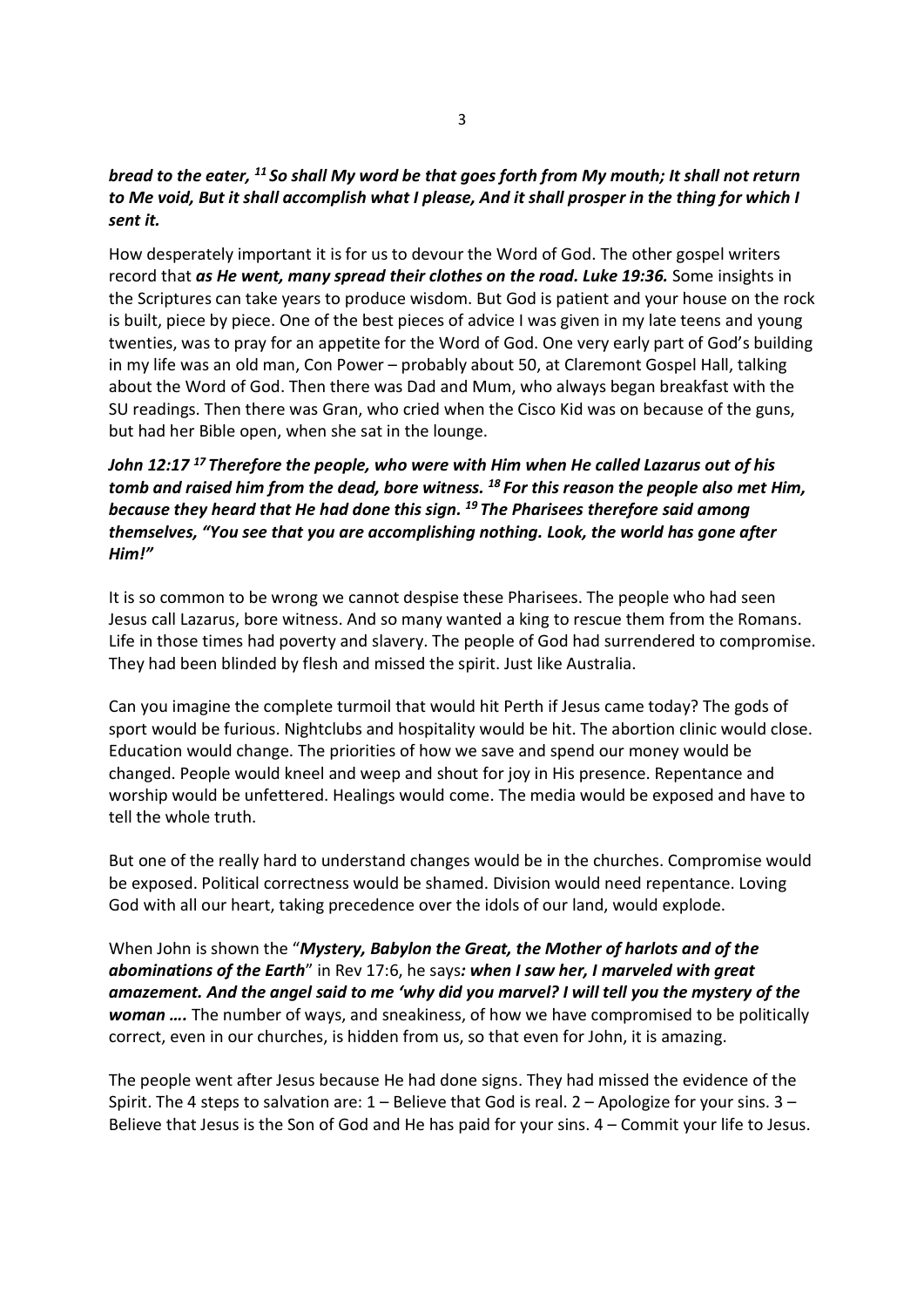***bread to the eater, 11 So shall My word be that goes forth from My mouth; It shall not return to Me void, But it shall accomplish what I please, And it shall prosper in the thing for which I sent it.***

How desperately important it is for us to devour the Word of God. The other gospel writers record that ***as He went, many spread their clothes on the road. Luke 19:36.*** Some insights in the Scriptures can take years to produce wisdom. But God is patient and your house on the rock is built, piece by piece. One of the best pieces of advice I was given in my late teens and young twenties, was to pray for an appetite for the Word of God. One very early part of God's building in my life was an old man, Con Power – probably about 50, at Claremont Gospel Hall, talking about the Word of God. Then there was Dad and Mum, who always began breakfast with the SU readings. Then there was Gran, who cried when the Cisco Kid was on because of the guns, but had her Bible open, when she sat in the lounge.

***John 12:17 17 Therefore the people, who were with Him when He called Lazarus out of his tomb and raised him from the dead, bore witness. 18 For this reason the people also met Him, because they heard that He had done this sign. 19 The Pharisees therefore said among themselves, "You see that you are accomplishing nothing. Look, the world has gone after Him!"***

It is so common to be wrong we cannot despise these Pharisees. The people who had seen Jesus call Lazarus, bore witness. And so many wanted a king to rescue them from the Romans. Life in those times had poverty and slavery. The people of God had surrendered to compromise. They had been blinded by flesh and missed the spirit. Just like Australia.

Can you imagine the complete turmoil that would hit Perth if Jesus came today? The gods of sport would be furious. Nightclubs and hospitality would be hit. The abortion clinic would close. Education would change. The priorities of how we save and spend our money would be changed. People would kneel and weep and shout for joy in His presence. Repentance and worship would be unfettered. Healings would come. The media would be exposed and have to tell the whole truth.

But one of the really hard to understand changes would be in the churches. Compromise would be exposed. Political correctness would be shamed. Division would need repentance. Loving God with all our heart, taking precedence over the idols of our land, would explode.

When John is shown the "***Mystery, Babylon the Great, the Mother of harlots and of the abominations of the Earth***" in Rev 17:6, he says***: when I saw her, I marveled with great amazement. And the angel said to me 'why did you marvel? I will tell you the mystery of the woman ….*** The number of ways, and sneakiness, of how we have compromised to be politically correct, even in our churches, is hidden from us, so that even for John, it is amazing.

The people went after Jesus because He had done signs. They had missed the evidence of the Spirit. The 4 steps to salvation are: 1 – Believe that God is real. 2 – Apologize for your sins. 3 – Believe that Jesus is the Son of God and He has paid for your sins. 4 – Commit your life to Jesus.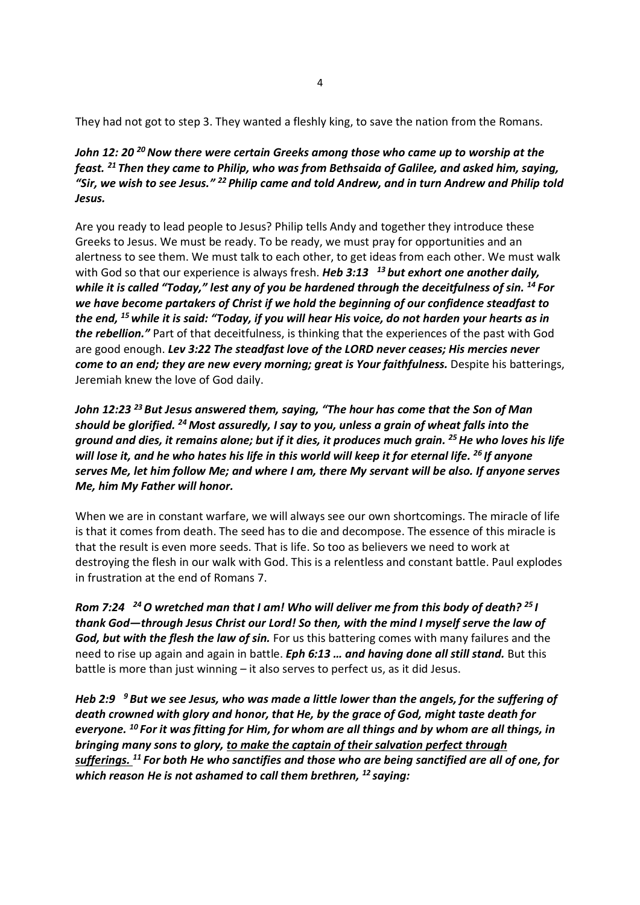They had not got to step 3. They wanted a fleshly king, to save the nation from the Romans.

***John 12: 20 [20] Now there were certain Greeks among those who came up to worship at the feast. [21] Then they came to Philip, who was from Bethsaida of Galilee, and asked him, saying, "Sir, we wish to see Jesus." [22] Philip came and told Andrew, and in turn Andrew and Philip told Jesus.***

Are you ready to lead people to Jesus? Philip tells Andy and together they introduce these Greeks to Jesus. We must be ready. To be ready, we must pray for opportunities and an alertness to see them. We must talk to each other, to get ideas from each other. We must walk with God so that our experience is always fresh. ***Heb 3:13 [13] but exhort one another daily, while it is called "Today," lest any of you be hardened through the deceitfulness of sin. [14] For we have become partakers of Christ if we hold the beginning of our confidence steadfast to the end, [15] while it is said: "Today, if you will hear His voice, do not harden your hearts as in the rebellion."*** Part of that deceitfulness, is thinking that the experiences of the past with God are good enough. ***Lev 3:22 The steadfast love of the LORD never ceases; His mercies never come to an end; they are new every morning; great is Your faithfulness.*** Despite his batterings, Jeremiah knew the love of God daily.

***John 12:23 [23] But Jesus answered them, saying, "The hour has come that the Son of Man should be glorified. [24] Most assuredly, I say to you, unless a grain of wheat falls into the ground and dies, it remains alone; but if it dies, it produces much grain. [25] He who loves his life will lose it, and he who hates his life in this world will keep it for eternal life. [26] If anyone serves Me, let him follow Me; and where I am, there My servant will be also. If anyone serves Me, him My Father will honor.***

When we are in constant warfare, we will always see our own shortcomings. The miracle of life is that it comes from death. The seed has to die and decompose. The essence of this miracle is that the result is even more seeds. That is life. So too as believers we need to work at destroying the flesh in our walk with God. This is a relentless and constant battle. Paul explodes in frustration at the end of Romans 7.

***Rom 7:24 [24] O wretched man that I am! Who will deliver me from this body of death? [25] I thank God—through Jesus Christ our Lord! So then, with the mind I myself serve the law of God, but with the flesh the law of sin.*** For us this battering comes with many failures and the need to rise up again and again in battle. ***Eph 6:13 … and having done all still stand.*** But this battle is more than just winning – it also serves to perfect us, as it did Jesus.

***Heb 2:9 [9] But we see Jesus, who was made a little lower than the angels, for the suffering of death crowned with glory and honor, that He, by the grace of God, might taste death for everyone. [10] For it was fitting for Him, for whom are all things and by whom are all things, in bringing many sons to glory, <u>to make the captain of their salvation perfect through sufferings.</u> [11] For both He who sanctifies and those who are being sanctified are all of one, for which reason He is not ashamed to call them brethren, [12] saying:***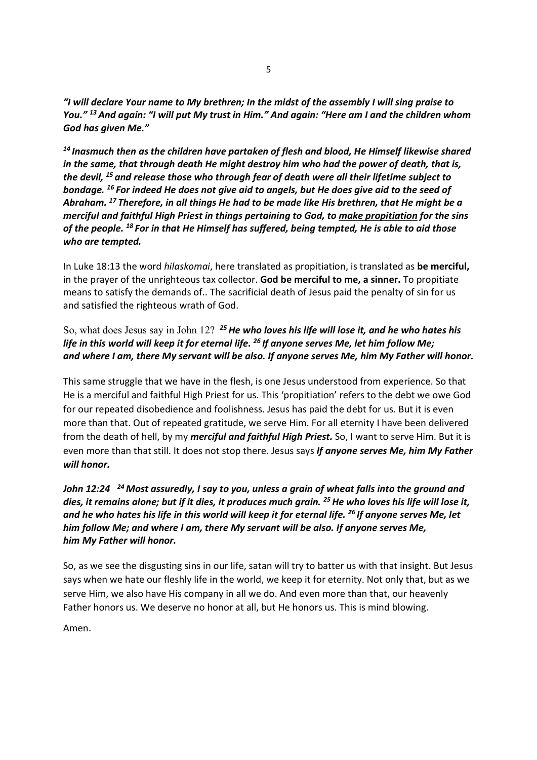***"I will declare Your name to My brethren; In the midst of the assembly I will sing praise to You." [13] And again: "I will put My trust in Him." And again: "Here am I and the children whom God has given Me."***

***[14] Inasmuch then as the children have partaken of flesh and blood, He Himself likewise shared in the same, that through death He might destroy him who had the power of death, that is, the devil, [15] and release those who through fear of death were all their lifetime subject to bondage. [16] For indeed He does not give aid to angels, but He does give aid to the seed of Abraham. [17] Therefore, in all things He had to be made like His brethren, that He might be a merciful and faithful High Priest in things pertaining to God, to <u>make propitiation</u> for the sins of the people. [18] For in that He Himself has suffered, being tempted, He is able to aid those who are tempted.***

In Luke 18:13 the word *hilaskomai*, here translated as propitiation, is translated as **be merciful,** in the prayer of the unrighteous tax collector. **God be merciful to me, a sinner.** To propitiate means to satisfy the demands of.. The sacrificial death of Jesus paid the penalty of sin for us and satisfied the righteous wrath of God.

So, what does Jesus say in John 12? ***[25] He who loves his life will lose it, and he who hates his life in this world will keep it for eternal life. [26] If anyone serves Me, let him follow Me; and where I am, there My servant will be also. If anyone serves Me, him My Father will honor.***

This same struggle that we have in the flesh, is one Jesus understood from experience. So that He is a merciful and faithful High Priest for us. This 'propitiation' refers to the debt we owe God for our repeated disobedience and foolishness. Jesus has paid the debt for us. But it is even more than that. Out of repeated gratitude, we serve Him. For all eternity I have been delivered from the death of hell, by my ***merciful and faithful High Priest.*** So, I want to serve Him. But it is even more than that still. It does not stop there. Jesus says ***If anyone serves Me, him My Father will honor.***

***John 12:24 [24] Most assuredly, I say to you, unless a grain of wheat falls into the ground and dies, it remains alone; but if it dies, it produces much grain. [25] He who loves his life will lose it, and he who hates his life in this world will keep it for eternal life. [26] If anyone serves Me, let him follow Me; and where I am, there My servant will be also. If anyone serves Me, him My Father will honor.***

So, as we see the disgusting sins in our life, satan will try to batter us with that insight. But Jesus says when we hate our fleshly life in the world, we keep it for eternity. Not only that, but as we serve Him, we also have His company in all we do. And even more than that, our heavenly Father honors us. We deserve no honor at all, but He honors us. This is mind blowing.

Amen.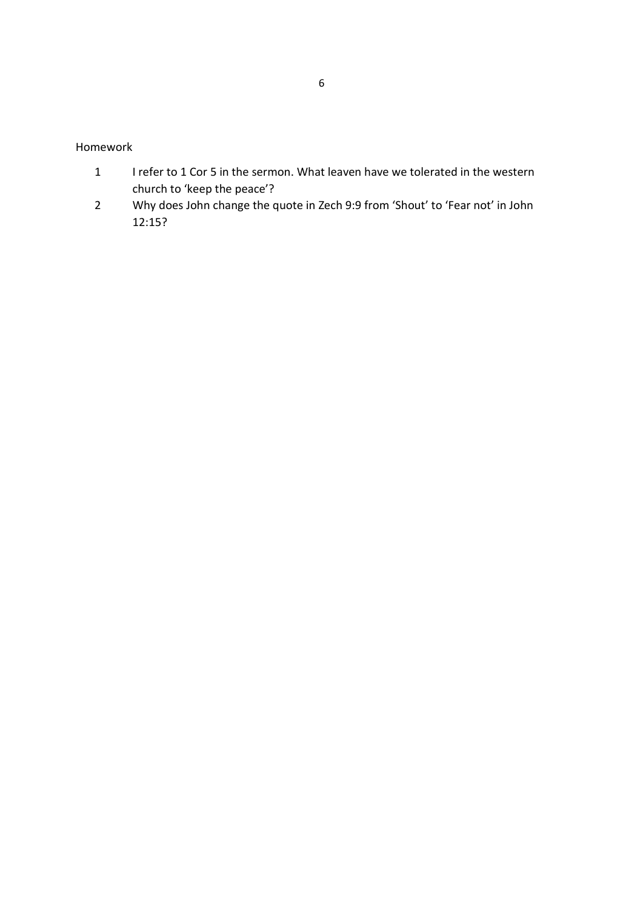Homework

1. I refer to 1 Cor 5 in the sermon. What leaven have we tolerated in the western church to 'keep the peace'?
2. Why does John change the quote in Zech 9:9 from 'Shout' to 'Fear not' in John 12:15?